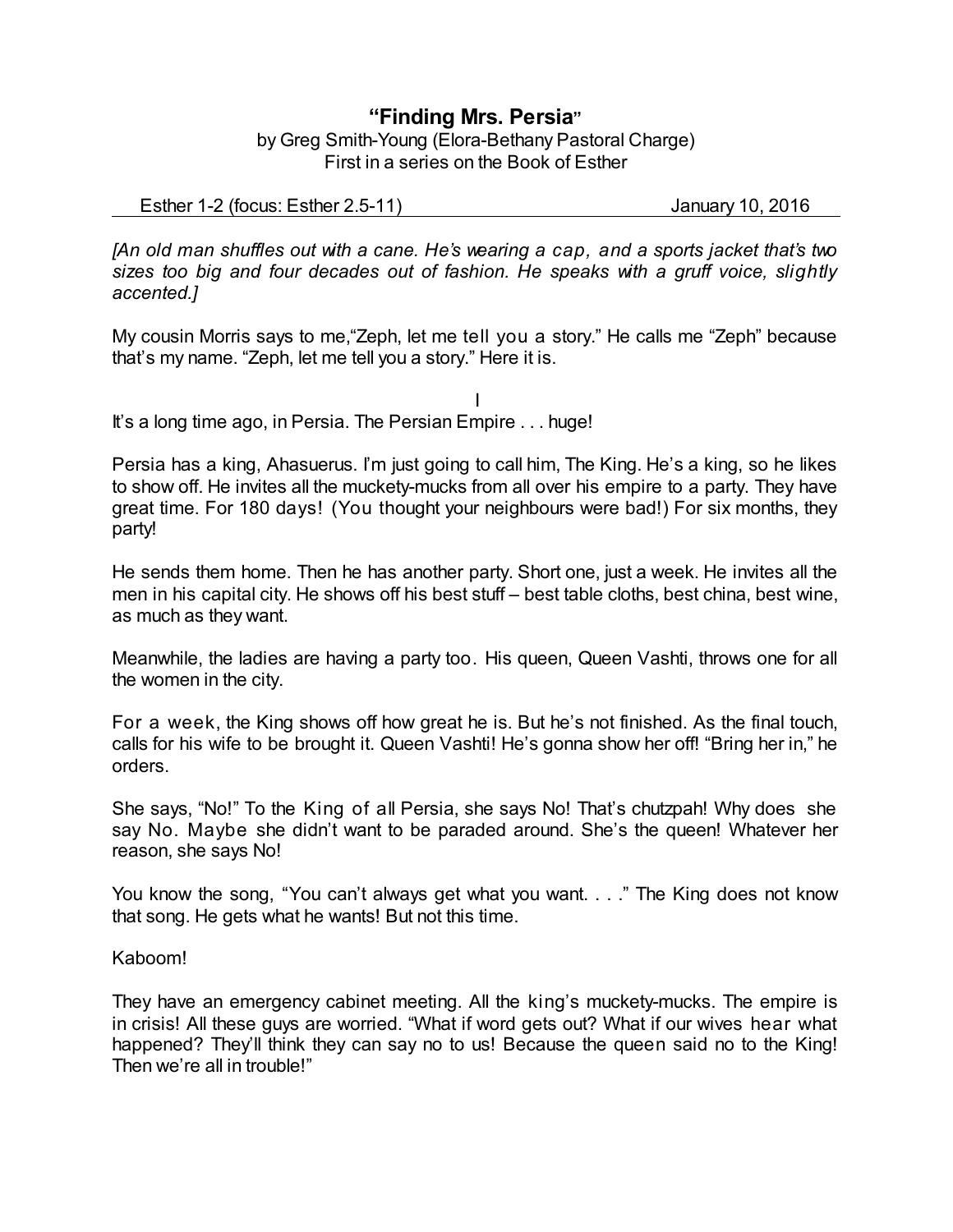# "Finding Mrs. Persia"

by Greg Smith-Young (Elora-Bethany Pastoral Charge)
First in a series on the Book of Esther

Esther 1-2 (focus: Esther 2.5-11) January 10, 2016

---

*[An old man shuffles out with a cane. He's wearing a cap, and a sports jacket that's two sizes too big and four decades out of fashion. He speaks with a gruff voice, slightly accented.]*

My cousin Morris says to me,"Zeph, let me tell you a story." He calls me "Zeph" because that's my name. "Zeph, let me tell you a story." Here it is.

I

It's a long time ago, in Persia. The Persian Empire . . . huge!

Persia has a king, Ahasuerus. I'm just going to call him, The King. He's a king, so he likes to show off. He invites all the muckety-mucks from all over his empire to a party. They have great time. For 180 days! (You thought your neighbours were bad!) For six months, they party!

He sends them home. Then he has another party. Short one, just a week. He invites all the men in his capital city. He shows off his best stuff – best table cloths, best china, best wine, as much as they want.

Meanwhile, the ladies are having a party too. His queen, Queen Vashti, throws one for all the women in the city.

For a week, the King shows off how great he is. But he's not finished. As the final touch, calls for his wife to be brought it. Queen Vashti! He's gonna show her off! "Bring her in," he orders.

She says, "No!" To the King of all Persia, she says No! That's chutzpah! Why does she say No. Maybe she didn't want to be paraded around. She's the queen! Whatever her reason, she says No!

You know the song, "You can't always get what you want. . . ." The King does not know that song. He gets what he wants! But not this time.

Kaboom!

They have an emergency cabinet meeting. All the king's muckety-mucks. The empire is in crisis! All these guys are worried. "What if word gets out? What if our wives hear what happened? They'll think they can say no to us! Because the queen said no to the King! Then we're all in trouble!"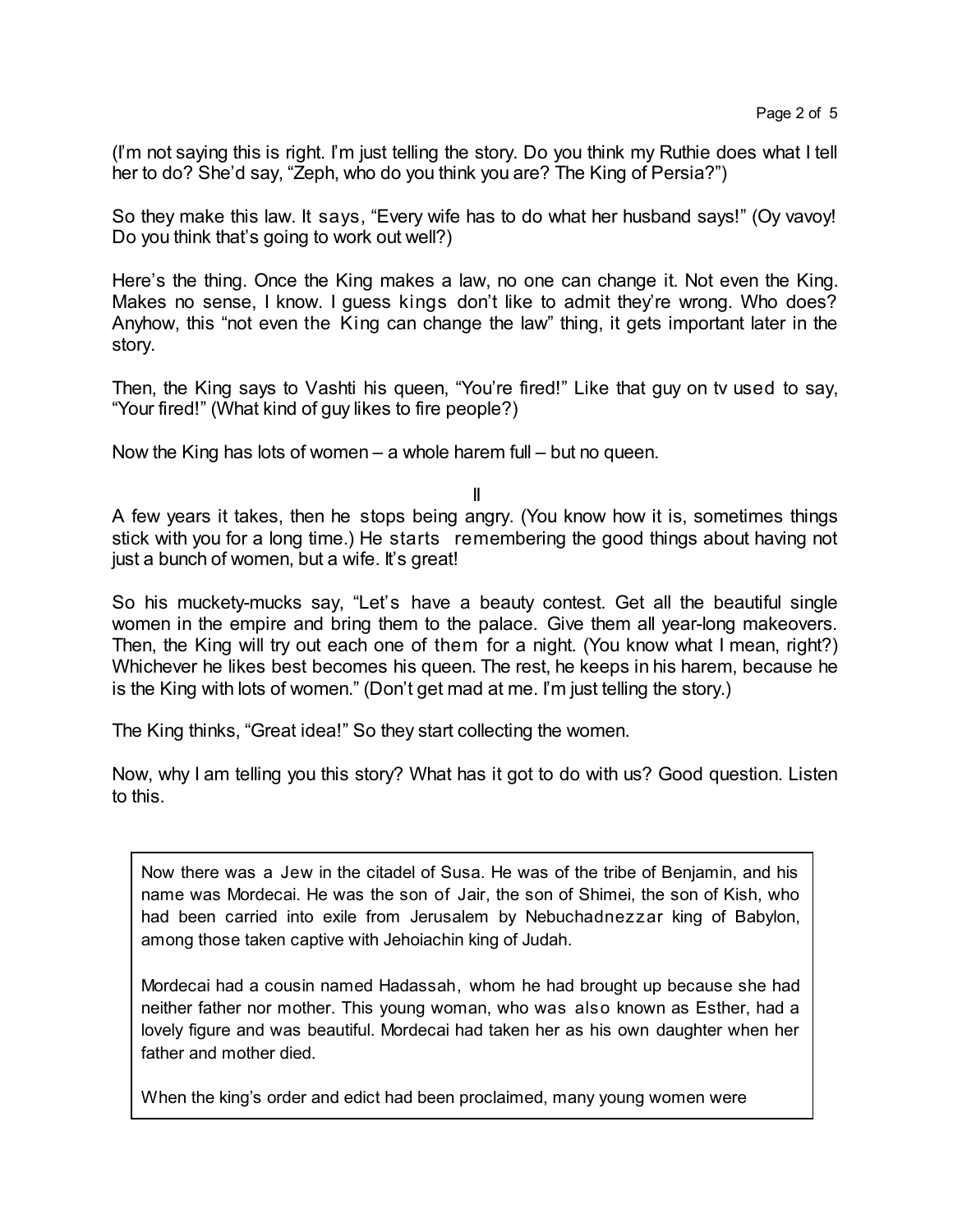(I'm not saying this is right. I'm just telling the story. Do you think my Ruthie does what I tell her to do? She'd say, "Zeph, who do you think you are? The King of Persia?")

So they make this law. It says, "Every wife has to do what her husband says!" (Oy vavoy! Do you think that's going to work out well?)

Here's the thing. Once the King makes a law, no one can change it. Not even the King. Makes no sense, I know. I guess kings don't like to admit they're wrong. Who does? Anyhow, this "not even the King can change the law" thing, it gets important later in the story.

Then, the King says to Vashti his queen, "You're fired!" Like that guy on tv used to say, "Your fired!" (What kind of guy likes to fire people?)

Now the King has lots of women – a whole harem full – but no queen.

II

A few years it takes, then he stops being angry. (You know how it is, sometimes things stick with you for a long time.) He starts remembering the good things about having not just a bunch of women, but a wife. It's great!

So his muckety-mucks say, "Let's have a beauty contest. Get all the beautiful single women in the empire and bring them to the palace. Give them all year-long makeovers. Then, the King will try out each one of them for a night. (You know what I mean, right?) Whichever he likes best becomes his queen. The rest, he keeps in his harem, because he is the King with lots of women." (Don't get mad at me. I'm just telling the story.)

The King thinks, "Great idea!" So they start collecting the women.

Now, why I am telling you this story? What has it got to do with us? Good question. Listen to this.

> Now there was a Jew in the citadel of Susa. He was of the tribe of Benjamin, and his name was Mordecai. He was the son of Jair, the son of Shimei, the son of Kish, who had been carried into exile from Jerusalem by Nebuchadnezzar king of Babylon, among those taken captive with Jehoiachin king of Judah.
>
> Mordecai had a cousin named Hadassah, whom he had brought up because she had neither father nor mother. This young woman, who was also known as Esther, had a lovely figure and was beautiful. Mordecai had taken her as his own daughter when her father and mother died.
>
> When the king's order and edict had been proclaimed, many young women were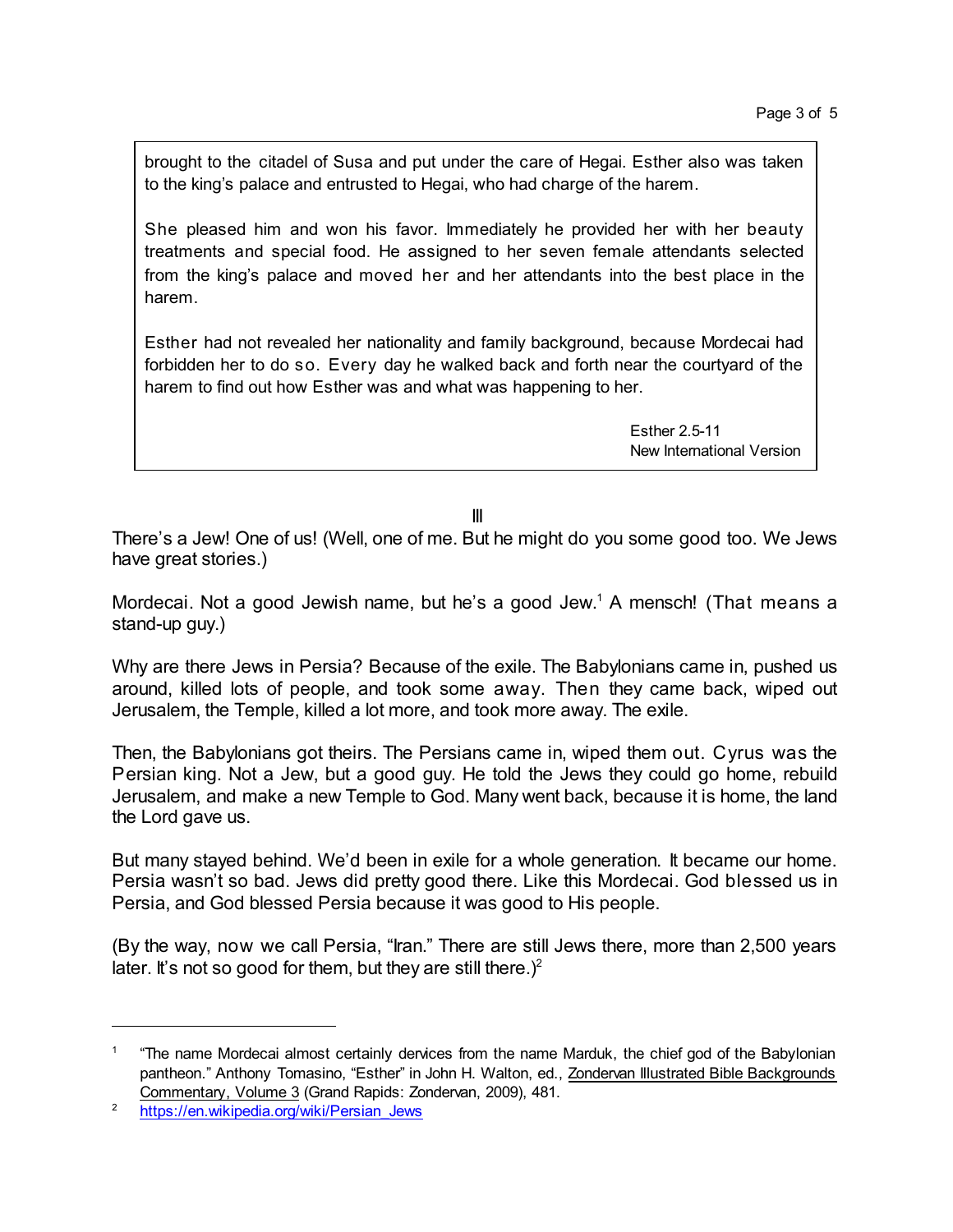> brought to the citadel of Susa and put under the care of Hegai. Esther also was taken to the king's palace and entrusted to Hegai, who had charge of the harem.
>
> She pleased him and won his favor. Immediately he provided her with her beauty treatments and special food. He assigned to her seven female attendants selected from the king's palace and moved her and her attendants into the best place in the harem.
>
> Esther had not revealed her nationality and family background, because Mordecai had forbidden her to do so. Every day he walked back and forth near the courtyard of the harem to find out how Esther was and what was happening to her.
>
> Esther 2.5-11
> New International Version

III

There's a Jew! One of us! (Well, one of me. But he might do you some good too. We Jews have great stories.)

Mordecai. Not a good Jewish name, but he's a good Jew.[1] A mensch! (That means a stand-up guy.)

Why are there Jews in Persia? Because of the exile. The Babylonians came in, pushed us around, killed lots of people, and took some away. Then they came back, wiped out Jerusalem, the Temple, killed a lot more, and took more away. The exile.

Then, the Babylonians got theirs. The Persians came in, wiped them out. Cyrus was the Persian king. Not a Jew, but a good guy. He told the Jews they could go home, rebuild Jerusalem, and make a new Temple to God. Many went back, because it is home, the land the Lord gave us.

But many stayed behind. We'd been in exile for a whole generation. It became our home. Persia wasn't so bad. Jews did pretty good there. Like this Mordecai. God blessed us in Persia, and God blessed Persia because it was good to His people.

(By the way, now we call Persia, "Iran." There are still Jews there, more than 2,500 years later. It's not so good for them, but they are still there.)[2]

---

[1] "The name Mordecai almost certainly devices from the name Marduk, the chief god of the Babylonian pantheon." Anthony Tomasino, "Esther" in John H. Walton, ed., Zondervan Illustrated Bible Backgrounds Commentary, Volume 3 (Grand Rapids: Zondervan, 2009), 481.

[2] https://en.wikipedia.org/wiki/Persian_Jews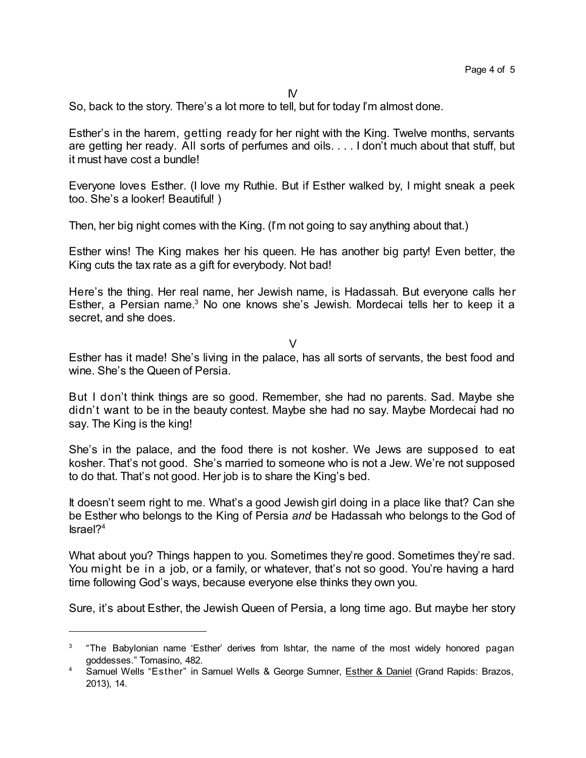IV

So, back to the story. There's a lot more to tell, but for today I'm almost done.

Esther's in the harem, getting ready for her night with the King. Twelve months, servants are getting her ready. All sorts of perfumes and oils. . . . I don't much about that stuff, but it must have cost a bundle!

Everyone loves Esther. (I love my Ruthie. But if Esther walked by, I might sneak a peek too. She's a looker! Beautiful! )

Then, her big night comes with the King. (I'm not going to say anything about that.)

Esther wins! The King makes her his queen. He has another big party! Even better, the King cuts the tax rate as a gift for everybody. Not bad!

Here's the thing. Her real name, her Jewish name, is Hadassah. But everyone calls her Esther, a Persian name.[3] No one knows she's Jewish. Mordecai tells her to keep it a secret, and she does.

V

Esther has it made! She's living in the palace, has all sorts of servants, the best food and wine. She's the Queen of Persia.

But I don't think things are so good. Remember, she had no parents. Sad. Maybe she didn't want to be in the beauty contest. Maybe she had no say. Maybe Mordecai had no say. The King is the king!

She's in the palace, and the food there is not kosher. We Jews are supposed to eat kosher. That's not good. She's married to someone who is not a Jew. We're not supposed to do that. That's not good. Her job is to share the King's bed.

It doesn't seem right to me. What's a good Jewish girl doing in a place like that? Can she be Esther who belongs to the King of Persia *and* be Hadassah who belongs to the God of Israel?[4]

What about you? Things happen to you. Sometimes they're good. Sometimes they're sad. You might be in a job, or a family, or whatever, that's not so good. You're having a hard time following God's ways, because everyone else thinks they own you.

Sure, it's about Esther, the Jewish Queen of Persia, a long time ago. But maybe her story

---

[3] "The Babylonian name 'Esther' derives from Ishtar, the name of the most widely honored pagan goddesses." Tomasino, 482.

[4] Samuel Wells "Esther" in Samuel Wells & George Sumner, Esther & Daniel (Grand Rapids: Brazos, 2013), 14.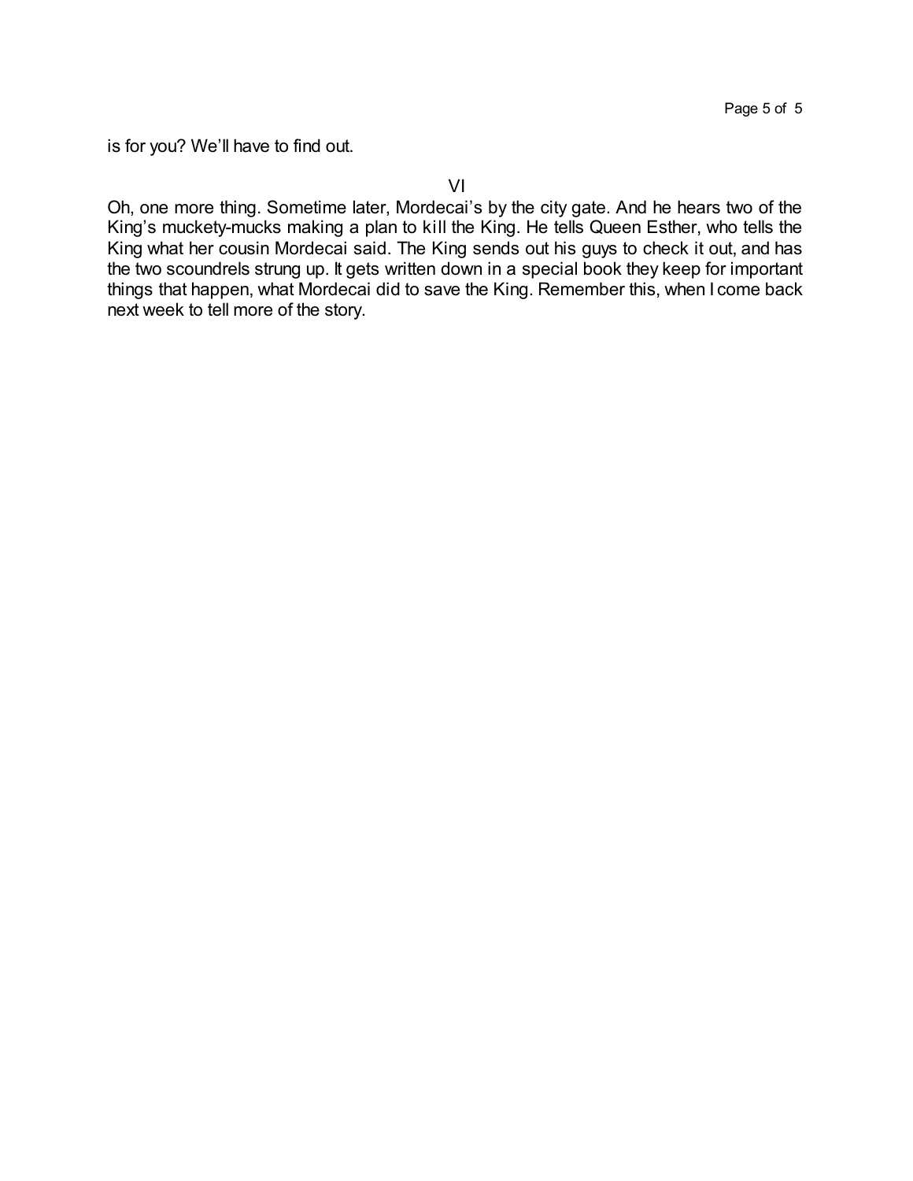is for you? We'll have to find out.

VI

Oh, one more thing. Sometime later, Mordecai's by the city gate. And he hears two of the King's muckety-mucks making a plan to kill the King. He tells Queen Esther, who tells the King what her cousin Mordecai said. The King sends out his guys to check it out, and has the two scoundrels strung up. It gets written down in a special book they keep for important things that happen, what Mordecai did to save the King. Remember this, when I come back next week to tell more of the story.